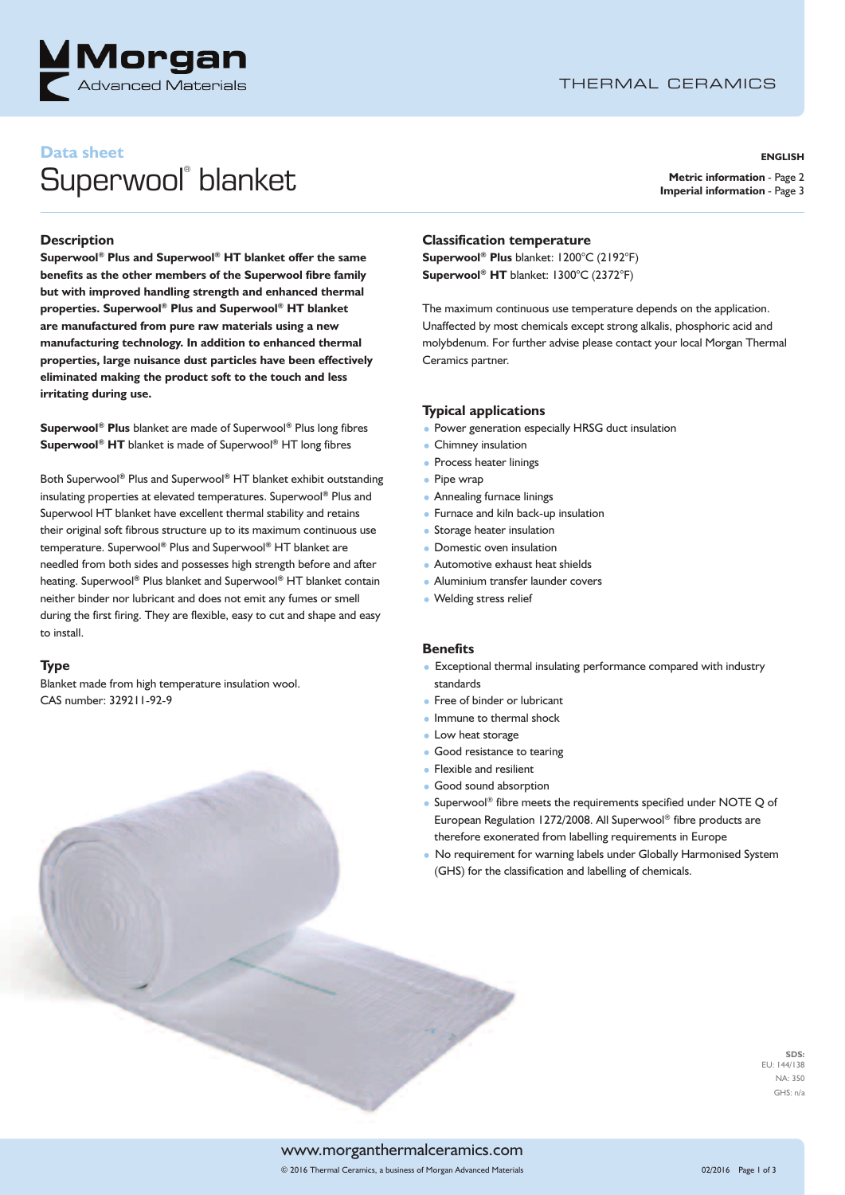Morgan Advanced Materials

THERMAL CERAMICS

**Data sheet**

# Superwool® blanket

**ENGLISH**

**Metric information** - Page 2
**Imperial information** - Page 3

## Description

**Superwool® Plus and Superwool® HT blanket offer the same benefits as the other members of the Superwool fibre family but with improved handling strength and enhanced thermal properties. Superwool® Plus and Superwool® HT blanket are manufactured from pure raw materials using a new manufacturing technology. In addition to enhanced thermal properties, large nuisance dust particles have been effectively eliminated making the product soft to the touch and less irritating during use.**

**Superwool® Plus** blanket are made of Superwool® Plus long fibres
**Superwool® HT** blanket is made of Superwool® HT long fibres

Both Superwool® Plus and Superwool® HT blanket exhibit outstanding insulating properties at elevated temperatures. Superwool® Plus and Superwool HT blanket have excellent thermal stability and retains their original soft fibrous structure up to its maximum continuous use temperature. Superwool® Plus and Superwool® HT blanket are needled from both sides and possesses high strength before and after heating. Superwool® Plus blanket and Superwool® HT blanket contain neither binder nor lubricant and does not emit any fumes or smell during the first firing. They are flexible, easy to cut and shape and easy to install.

## Type

Blanket made from high temperature insulation wool.
CAS number: 329211-92-9

## Classification temperature

**Superwool® Plus** blanket: 1200°C (2192°F)
**Superwool® HT** blanket: 1300°C (2372°F)

The maximum continuous use temperature depends on the application. Unaffected by most chemicals except strong alkalis, phosphoric acid and molybdenum. For further advise please contact your local Morgan Thermal Ceramics partner.

## Typical applications

- Power generation especially HRSG duct insulation
- Chimney insulation
- Process heater linings
- Pipe wrap
- Annealing furnace linings
- Furnace and kiln back-up insulation
- Storage heater insulation
- Domestic oven insulation
- Automotive exhaust heat shields
- Aluminium transfer launder covers
- Welding stress relief

## Benefits

- Exceptional thermal insulating performance compared with industry standards
- Free of binder or lubricant
- Immune to thermal shock
- Low heat storage
- Good resistance to tearing
- Flexible and resilient
- Good sound absorption
- Superwool® fibre meets the requirements specified under NOTE Q of European Regulation 1272/2008. All Superwool® fibre products are therefore exonerated from labelling requirements in Europe
- No requirement for warning labels under Globally Harmonised System (GHS) for the classification and labelling of chemicals.

**SDS:**
EU: 144/138
NA: 350
GHS: n/a

www.morganthermalceramics.com

© 2016 Thermal Ceramics, a business of Morgan Advanced Materials

02/2016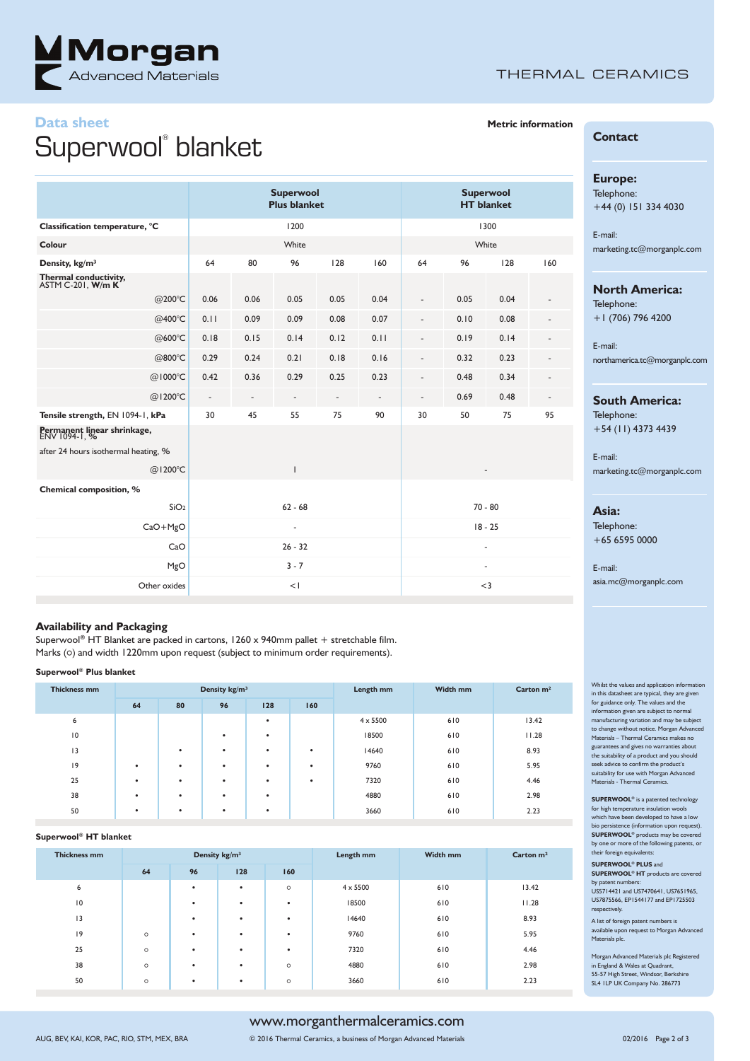Data sheet

# Superwool® blanket

**Metric information**

| | Superwool Plus blanket | | | | | Superwool HT blanket | | | |
|---|---|---|---|---|---|---|---|---|---|
| **Classification temperature, °C** | 1200 | | | | | 1300 | | | |
| **Colour** | White | | | | | White | | | |
| **Density, kg/m³** | 64 | 80 | 96 | 128 | 160 | 64 | 96 | 128 | 160 |
| **Thermal conductivity,** ASTM C-201, **W/m K** | | | | | | | | | |
| @200°C | 0.06 | 0.06 | 0.05 | 0.05 | 0.04 | - | 0.05 | 0.04 | - |
| @400°C | 0.11 | 0.09 | 0.09 | 0.08 | 0.07 | - | 0.10 | 0.08 | - |
| @600°C | 0.18 | 0.15 | 0.14 | 0.12 | 0.11 | - | 0.19 | 0.14 | - |
| @800°C | 0.29 | 0.24 | 0.21 | 0.18 | 0.16 | - | 0.32 | 0.23 | - |
| @1000°C | 0.42 | 0.36 | 0.29 | 0.25 | 0.23 | - | 0.48 | 0.34 | - |
| @1200°C | - | - | - | - | - | - | 0.69 | 0.48 | - |
| **Tensile strength,** EN 1094-1, **kPa** | 30 | 45 | 55 | 75 | 90 | 30 | 50 | 75 | 95 |
| **Permanent linear shrinkage,** ENV 1094-1, **%** after 24 hours isothermal heating, % | | | | | | | | | |
| @1200°C | 1 | | | | | - | | | |
| **Chemical composition, %** | | | | | | | | | |
| $SiO_2$ | 62 - 68 | | | | | 70 - 80 | | | |
| CaO+MgO | - | | | | | 18 - 25 | | | |
| CaO | 26 - 32 | | | | | - | | | |
| MgO | 3 - 7 | | | | | - | | | |
| Other oxides | <1 | | | | | <3 | | | |

## Availability and Packaging

Superwool® HT Blanket are packed in cartons, 1260 x 940mm pallet + stretchable film.
Marks (○) and width 1220mm upon request (subject to minimum order requirements).

**Superwool® Plus blanket**

| Thickness mm | Density kg/m³ | | | | | Length mm | Width mm | Carton m² |
|---|---|---|---|---|---|---|---|---|
| | 64 | 80 | 96 | 128 | 160 | | | |
| 6 | | | | • | | 4 x 5500 | 610 | 13.42 |
| 10 | | | • | • | | 18500 | 610 | 11.28 |
| 13 | | • | • | • | • | 14640 | 610 | 8.93 |
| 19 | • | • | • | • | • | 9760 | 610 | 5.95 |
| 25 | • | • | • | • | • | 7320 | 610 | 4.46 |
| 38 | • | • | • | • | | 4880 | 610 | 2.98 |
| 50 | • | • | • | • | | 3660 | 610 | 2.23 |

**Superwool® HT blanket**

| Thickness mm | Density kg/m³ | | | | Length mm | Width mm | Carton m² |
|---|---|---|---|---|---|---|---|
| | 64 | 96 | 128 | 160 | | | |
| 6 | | • | • | ○ | 4 x 5500 | 610 | 13.42 |
| 10 | | • | • | • | 18500 | 610 | 11.28 |
| 13 | | • | • | • | 14640 | 610 | 8.93 |
| 19 | ○ | • | • | • | 9760 | 610 | 5.95 |
| 25 | ○ | • | • | • | 7320 | 610 | 4.46 |
| 38 | ○ | • | • | ○ | 4880 | 610 | 2.98 |
| 50 | ○ | • | • | ○ | 3660 | 610 | 2.23 |

## Contact

**Europe:**
Telephone:
+44 (0) 151 334 4030

E-mail:
marketing.tc@morganplc.com

**North America:**
Telephone:
+1 (706) 796 4200

E-mail:
northamerica.tc@morganplc.com

**South America:**
Telephone:
+54 (11) 4373 4439

E-mail:
marketing.tc@morganplc.com

**Asia:**
Telephone:
+65 6595 0000

E-mail:
asia.mc@morganplc.com

Whilst the values and application information in this datasheet are typical, they are given for guidance only. The values and the information given are subject to normal manufacturing variation and may be subject to change without notice. Morgan Advanced Materials – Thermal Ceramics makes no guarantees and gives no warranties about the suitability of a product and you should seek advice to confirm the product's suitability for use with Morgan Advanced Materials - Thermal Ceramics.

**SUPERWOOL®** is a patented technology for high temperature insulation wools which have been developed to have a low bio persistence (information upon request). **SUPERWOOL®** products may be covered by one or more of the following patents, or their foreign equivalents:

**SUPERWOOL® PLUS** and **SUPERWOOL® HT** products are covered by patent numbers:
US5714421 and US7470641, US7651965, US7875566, EP1544177 and EP1725503 respectively.

A list of foreign patent numbers is available upon request to Morgan Advanced Materials plc.

Morgan Advanced Materials plc Registered in England & Wales at Quadrant, 55-57 High Street, Windsor, Berkshire SL4 1LP UK Company No. 286773

www.morganthermalceramics.com

AUG, BEV, KAI, KOR, PAC, RIO, STM, MEX, BRA

© 2016 Thermal Ceramics, a business of Morgan Advanced Materials

02/2016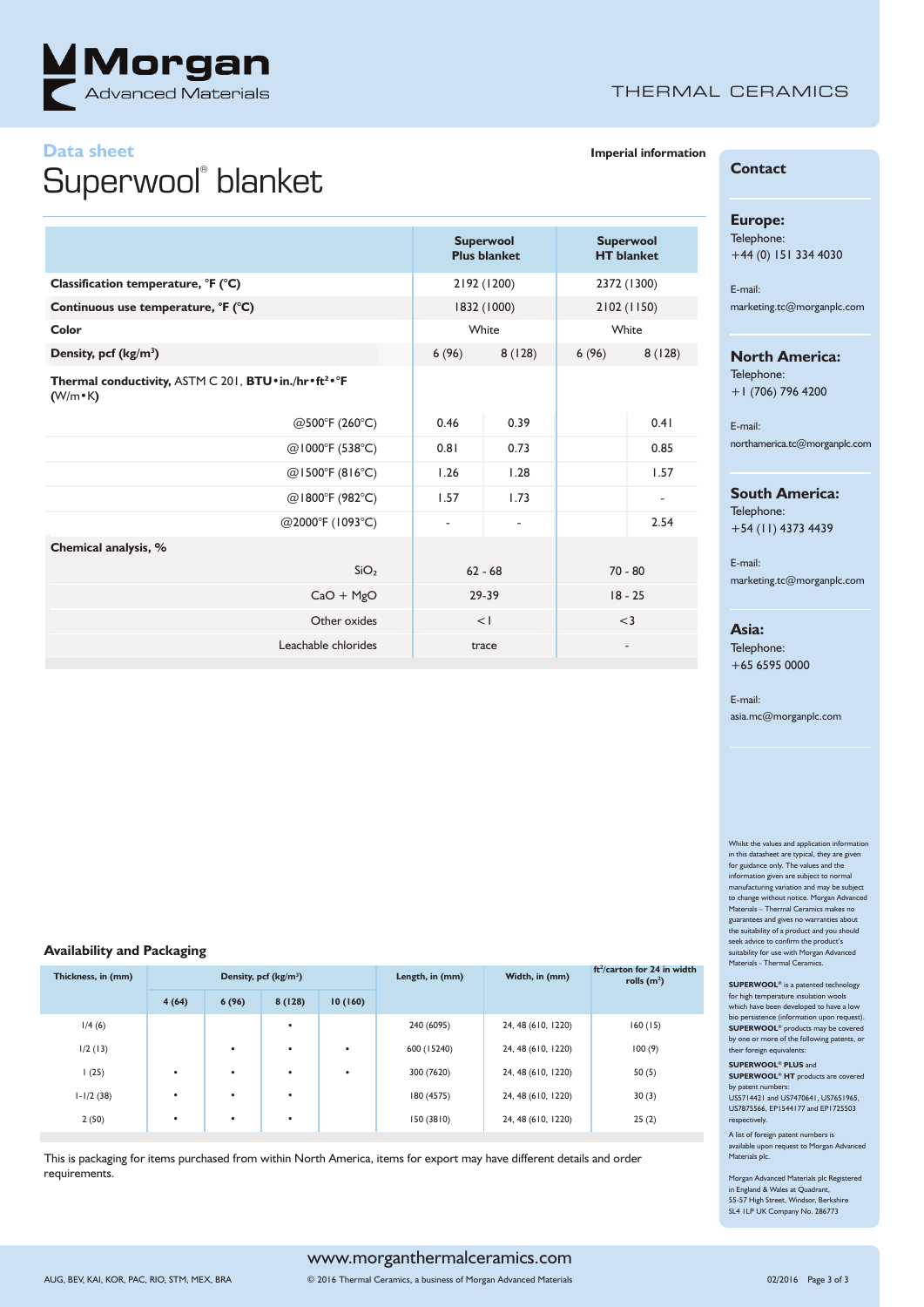# Data sheet

# Superwool® blanket

**Imperial information**

| | Superwool Plus blanket | | Superwool HT blanket | |
|---|---|---|---|---|
| **Classification temperature, °F (°C)** | 2192 (1200) | | 2372 (1300) | |
| **Continuous use temperature, °F (°C)** | 1832 (1000) | | 2102 (1150) | |
| **Color** | White | | White | |
| **Density, pcf (kg/m³)** | 6 (96) | 8 (128) | 6 (96) | 8 (128) |
| **Thermal conductivity,** ASTM C 201, **BTU•in./hr•ft²•°F (W/m•K)** | | | | |
| @500°F (260°C) | 0.46 | 0.39 | | 0.41 |
| @1000°F (538°C) | 0.81 | 0.73 | | 0.85 |
| @1500°F (816°C) | 1.26 | 1.28 | | 1.57 |
| @1800°F (982°C) | 1.57 | 1.73 | | - |
| @2000°F (1093°C) | - | - | | 2.54 |
| **Chemical analysis, %** | | | | |
| $SiO_2$ | 62 - 68 | | 70 - 80 | |
| CaO + MgO | 29-39 | | 18 - 25 | |
| Other oxides | <1 | | <3 | |
| Leachable chlorides | trace | | - | |

## Availability and Packaging

| Thickness, in (mm) | Density, pcf (kg/m³) | | | | Length, in (mm) | Width, in (mm) | ft²/carton for 24 in width rolls (m²) |
|---|---|---|---|---|---|---|---|
| | 4 (64) | 6 (96) | 8 (128) | 10 (160) | | | |
| 1/4 (6) | | | • | | 240 (6095) | 24, 48 (610, 1220) | 160 (15) |
| 1/2 (13) | | • | • | • | 600 (15240) | 24, 48 (610, 1220) | 100 (9) |
| 1 (25) | • | • | • | • | 300 (7620) | 24, 48 (610, 1220) | 50 (5) |
| 1-1/2 (38) | • | • | • | | 180 (4575) | 24, 48 (610, 1220) | 30 (3) |
| 2 (50) | • | • | • | | 150 (3810) | 24, 48 (610, 1220) | 25 (2) |

This is packaging for items purchased from within North America, items for export may have different details and order requirements.

## Contact

**Europe:**
Telephone:
+44 (0) 151 334 4030

E-mail:
marketing.tc@morganplc.com

**North America:**
Telephone:
+1 (706) 796 4200

E-mail:
northamerica.tc@morganplc.com

**South America:**
Telephone:
+54 (11) 4373 4439

E-mail:
marketing.tc@morganplc.com

**Asia:**
Telephone:
+65 6595 0000

E-mail:
asia.mc@morganplc.com

Whilst the values and application information in this datasheet are typical, they are given for guidance only. The values and the information given are subject to normal manufacturing variation and may be subject to change without notice. Morgan Advanced Materials – Thermal Ceramics makes no guarantees and gives no warranties about the suitability of a product and you should seek advice to confirm the product's suitability for use with Morgan Advanced Materials - Thermal Ceramics.

**SUPERWOOL®** is a patented technology for high temperature insulation wools which have been developed to have a low bio persistence (information upon request). **SUPERWOOL®** products may be covered by one or more of the following patents, or their foreign equivalents:

**SUPERWOOL® PLUS** and **SUPERWOOL® HT** products are covered by patent numbers:
US5714421 and US7470641, US7651965, US7875566, EP1544177 and EP1725503 respectively.

A list of foreign patent numbers is available upon request to Morgan Advanced Materials plc.

Morgan Advanced Materials plc Registered in England & Wales at Quadrant, 55-57 High Street, Windsor, Berkshire SL4 1LP UK Company No. 286773

www.morganthermalceramics.com

AUG, BEV, KAI, KOR, PAC, RIO, STM, MEX, BRA

© 2016 Thermal Ceramics, a business of Morgan Advanced Materials

02/2016